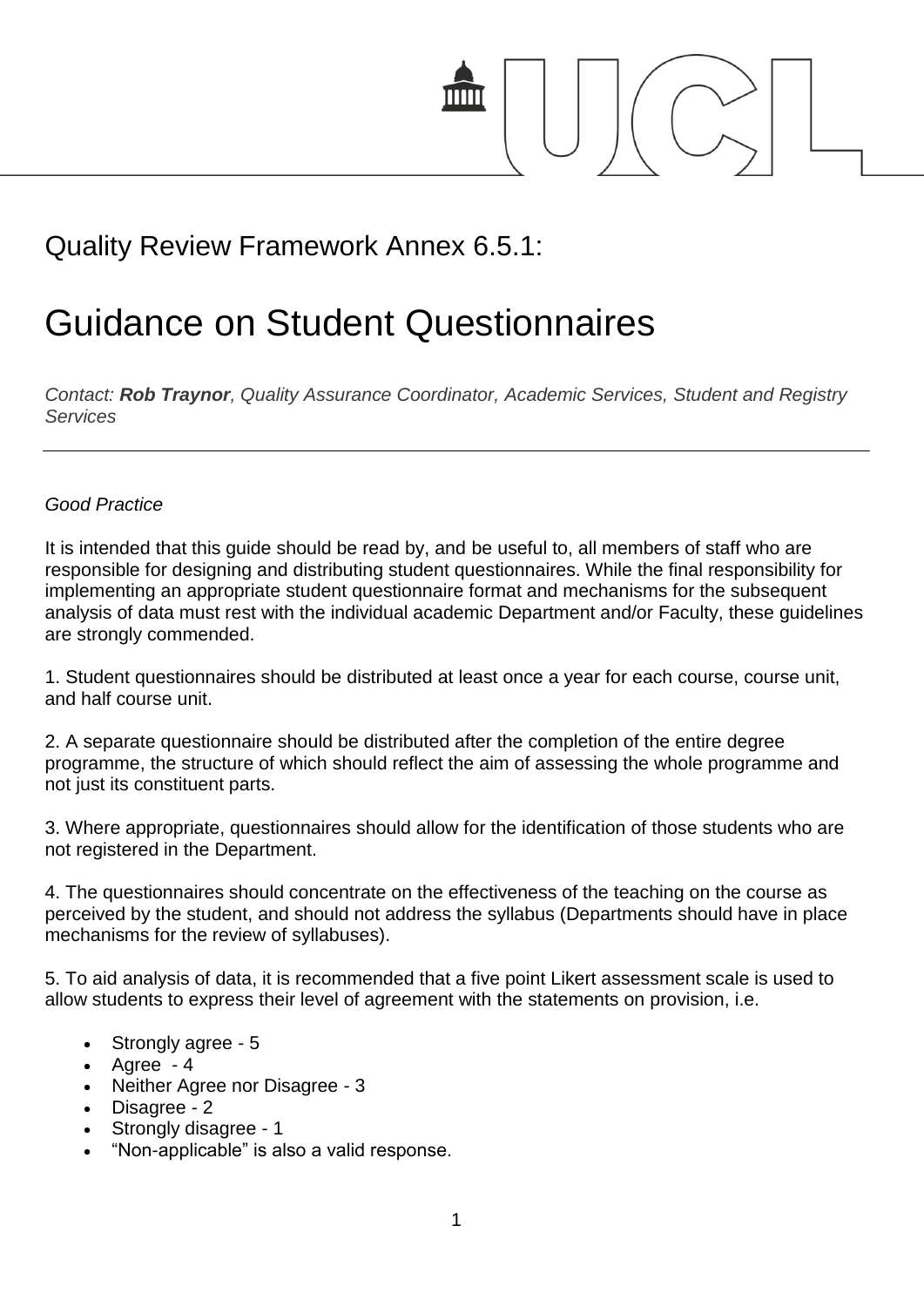# Quality Review Framework Annex 6.5.1:

# Guidance on Student Questionnaires

*Contact: **Rob Traynor**, Quality Assurance Coordinator, Academic Services, Student and Registry Services*

---

*Good Practice*

It is intended that this guide should be read by, and be useful to, all members of staff who are responsible for designing and distributing student questionnaires. While the final responsibility for implementing an appropriate student questionnaire format and mechanisms for the subsequent analysis of data must rest with the individual academic Department and/or Faculty, these guidelines are strongly commended.

1. Student questionnaires should be distributed at least once a year for each course, course unit, and half course unit.

2. A separate questionnaire should be distributed after the completion of the entire degree programme, the structure of which should reflect the aim of assessing the whole programme and not just its constituent parts.

3. Where appropriate, questionnaires should allow for the identification of those students who are not registered in the Department.

4. The questionnaires should concentrate on the effectiveness of the teaching on the course as perceived by the student, and should not address the syllabus (Departments should have in place mechanisms for the review of syllabuses).

5. To aid analysis of data, it is recommended that a five point Likert assessment scale is used to allow students to express their level of agreement with the statements on provision, i.e.

- Strongly agree - 5
- Agree - 4
- Neither Agree nor Disagree - 3
- Disagree - 2
- Strongly disagree - 1
- "Non-applicable" is also a valid response.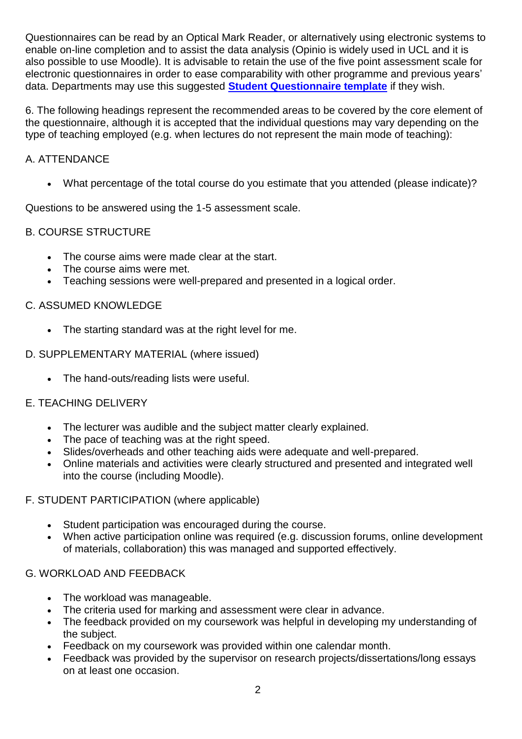Questionnaires can be read by an Optical Mark Reader, or alternatively using electronic systems to enable on-line completion and to assist the data analysis (Opinio is widely used in UCL and it is also possible to use Moodle). It is advisable to retain the use of the five point assessment scale for electronic questionnaires in order to ease comparability with other programme and previous years' data. Departments may use this suggested **Student Questionnaire template** if they wish.

6. The following headings represent the recommended areas to be covered by the core element of the questionnaire, although it is accepted that the individual questions may vary depending on the type of teaching employed (e.g. when lectures do not represent the main mode of teaching):

A. ATTENDANCE

- What percentage of the total course do you estimate that you attended (please indicate)?

Questions to be answered using the 1-5 assessment scale.

B. COURSE STRUCTURE

- The course aims were made clear at the start.
- The course aims were met.
- Teaching sessions were well-prepared and presented in a logical order.

C. ASSUMED KNOWLEDGE

- The starting standard was at the right level for me.

D. SUPPLEMENTARY MATERIAL (where issued)

- The hand-outs/reading lists were useful.

E. TEACHING DELIVERY

- The lecturer was audible and the subject matter clearly explained.
- The pace of teaching was at the right speed.
- Slides/overheads and other teaching aids were adequate and well-prepared.
- Online materials and activities were clearly structured and presented and integrated well into the course (including Moodle).

F. STUDENT PARTICIPATION (where applicable)

- Student participation was encouraged during the course.
- When active participation online was required (e.g. discussion forums, online development of materials, collaboration) this was managed and supported effectively.

G. WORKLOAD AND FEEDBACK

- The workload was manageable.
- The criteria used for marking and assessment were clear in advance.
- The feedback provided on my coursework was helpful in developing my understanding of the subject.
- Feedback on my coursework was provided within one calendar month.
- Feedback was provided by the supervisor on research projects/dissertations/long essays on at least one occasion.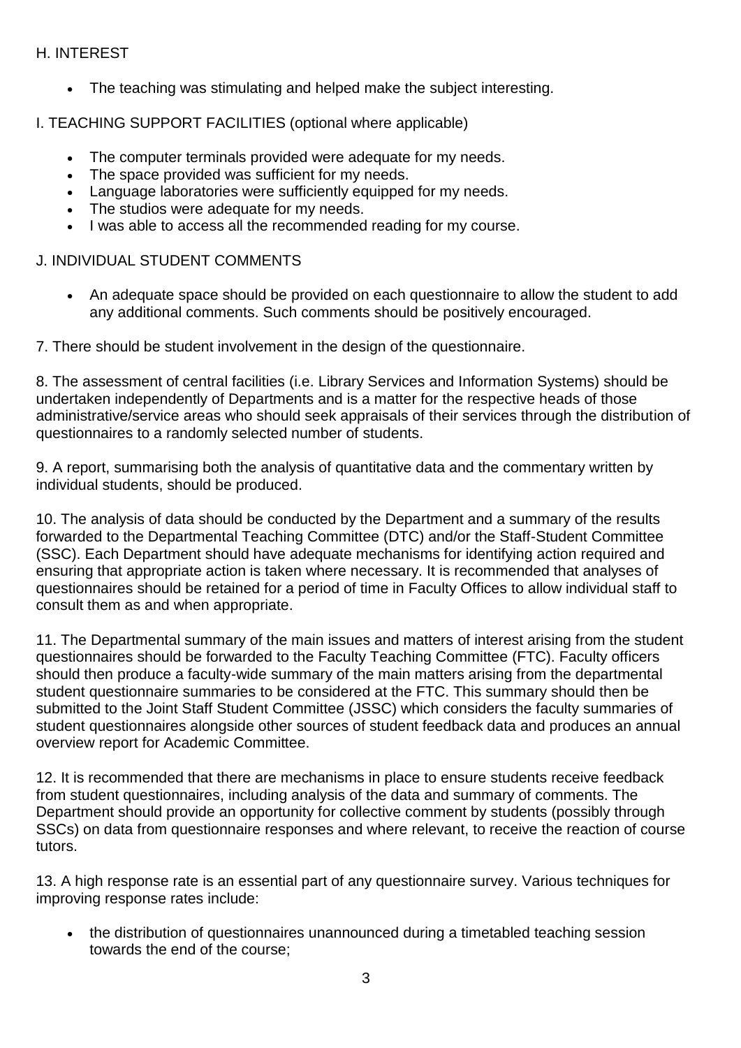H. INTEREST

- The teaching was stimulating and helped make the subject interesting.

I. TEACHING SUPPORT FACILITIES (optional where applicable)

- The computer terminals provided were adequate for my needs.
- The space provided was sufficient for my needs.
- Language laboratories were sufficiently equipped for my needs.
- The studios were adequate for my needs.
- I was able to access all the recommended reading for my course.

J. INDIVIDUAL STUDENT COMMENTS

- An adequate space should be provided on each questionnaire to allow the student to add any additional comments. Such comments should be positively encouraged.

7. There should be student involvement in the design of the questionnaire.

8. The assessment of central facilities (i.e. Library Services and Information Systems) should be undertaken independently of Departments and is a matter for the respective heads of those administrative/service areas who should seek appraisals of their services through the distribution of questionnaires to a randomly selected number of students.

9. A report, summarising both the analysis of quantitative data and the commentary written by individual students, should be produced.

10. The analysis of data should be conducted by the Department and a summary of the results forwarded to the Departmental Teaching Committee (DTC) and/or the Staff-Student Committee (SSC). Each Department should have adequate mechanisms for identifying action required and ensuring that appropriate action is taken where necessary. It is recommended that analyses of questionnaires should be retained for a period of time in Faculty Offices to allow individual staff to consult them as and when appropriate.

11. The Departmental summary of the main issues and matters of interest arising from the student questionnaires should be forwarded to the Faculty Teaching Committee (FTC). Faculty officers should then produce a faculty-wide summary of the main matters arising from the departmental student questionnaire summaries to be considered at the FTC. This summary should then be submitted to the Joint Staff Student Committee (JSSC) which considers the faculty summaries of student questionnaires alongside other sources of student feedback data and produces an annual overview report for Academic Committee.

12. It is recommended that there are mechanisms in place to ensure students receive feedback from student questionnaires, including analysis of the data and summary of comments. The Department should provide an opportunity for collective comment by students (possibly through SSCs) on data from questionnaire responses and where relevant, to receive the reaction of course tutors.

13. A high response rate is an essential part of any questionnaire survey. Various techniques for improving response rates include:

- the distribution of questionnaires unannounced during a timetabled teaching session towards the end of the course;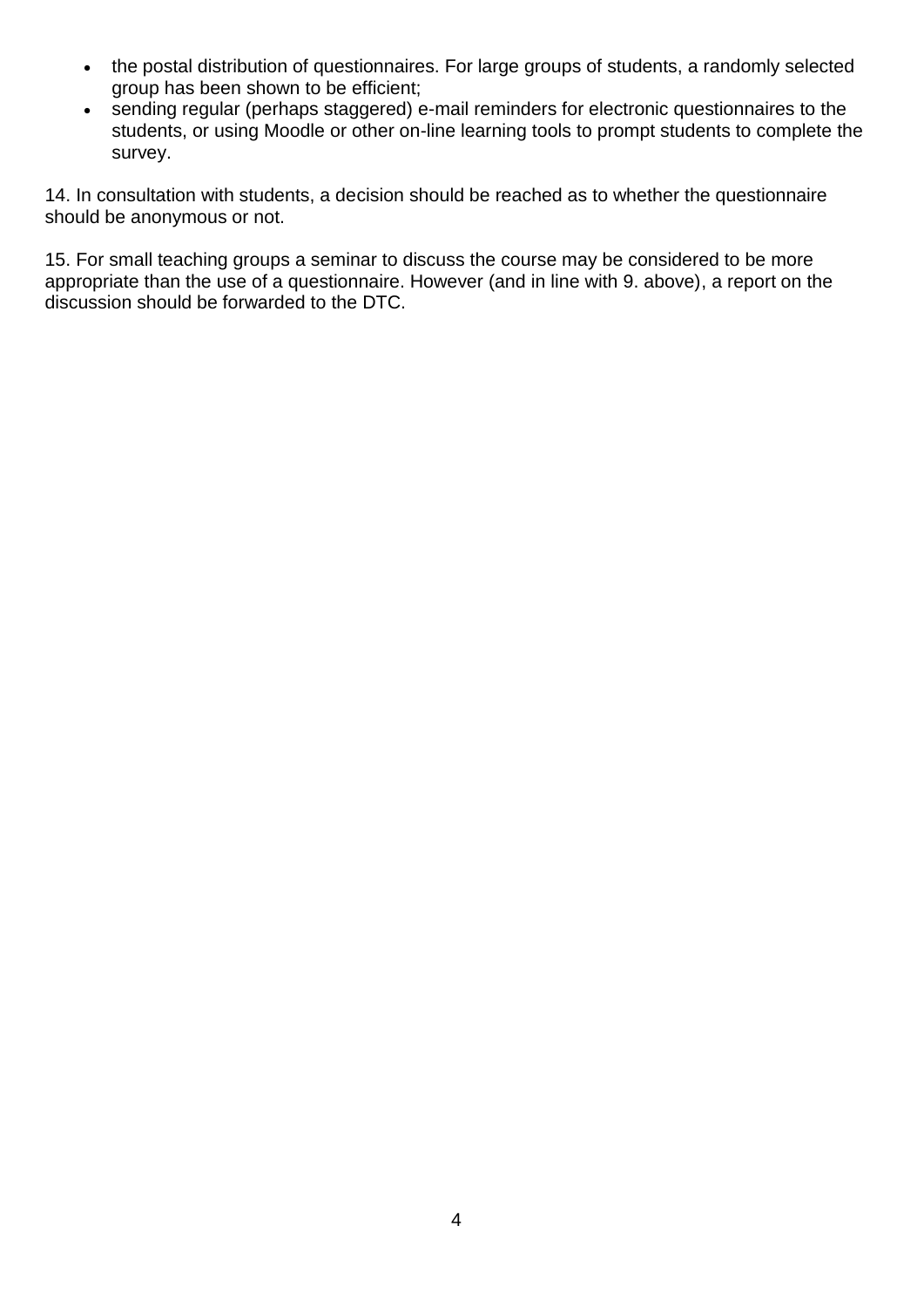- the postal distribution of questionnaires. For large groups of students, a randomly selected group has been shown to be efficient;
- sending regular (perhaps staggered) e-mail reminders for electronic questionnaires to the students, or using Moodle or other on-line learning tools to prompt students to complete the survey.

14. In consultation with students, a decision should be reached as to whether the questionnaire should be anonymous or not.

15. For small teaching groups a seminar to discuss the course may be considered to be more appropriate than the use of a questionnaire. However (and in line with 9. above), a report on the discussion should be forwarded to the DTC.